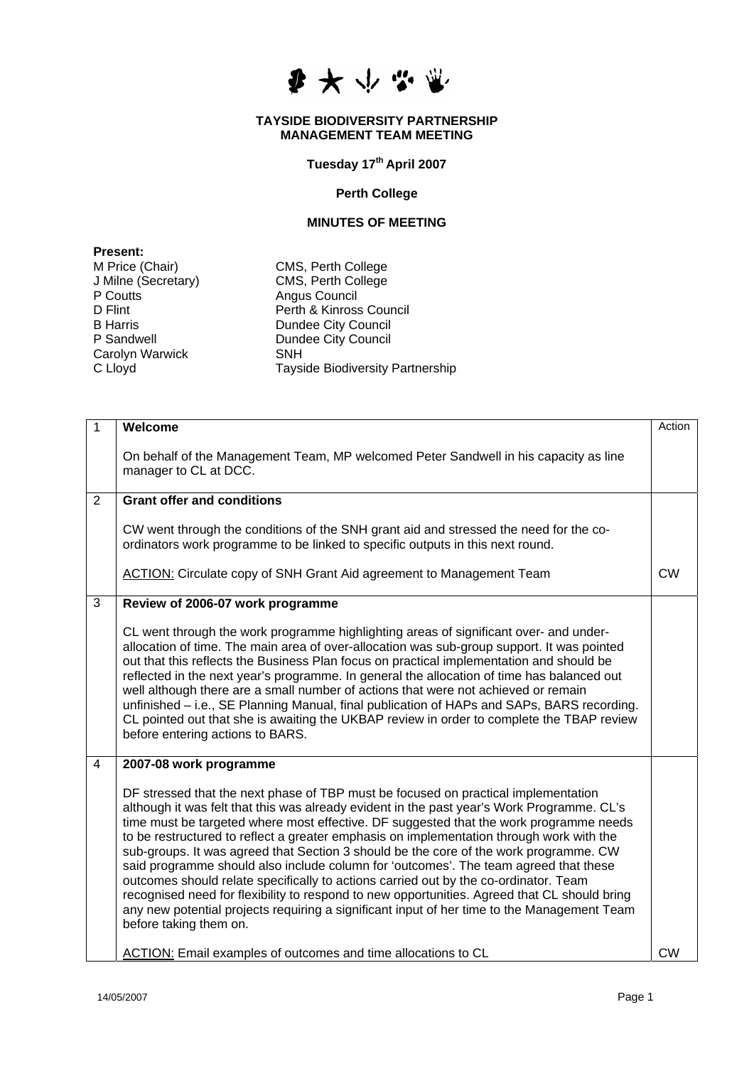**TAYSIDE BIODIVERSITY PARTNERSHIP**
**MANAGEMENT TEAM MEETING**

**Tuesday 17th April 2007**

**Perth College**

**MINUTES OF MEETING**

**Present:**

| | |
|---|---|
| M Price (Chair) | CMS, Perth College |
| J Milne (Secretary) | CMS, Perth College |
| P Coutts | Angus Council |
| D Flint | Perth & Kinross Council |
| B Harris | Dundee City Council |
| P Sandwell | Dundee City Council |
| Carolyn Warwick | SNH |
| C Lloyd | Tayside Biodiversity Partnership |

| | | Action |
|---|---|---|
| 1 | **Welcome**<br><br>On behalf of the Management Team, MP welcomed Peter Sandwell in his capacity as line manager to CL at DCC. | |
| 2 | **Grant offer and conditions**<br><br>CW went through the conditions of the SNH grant aid and stressed the need for the co-ordinators work programme to be linked to specific outputs in this next round.<br><br>ACTION: Circulate copy of SNH Grant Aid agreement to Management Team | CW |
| 3 | **Review of 2006-07 work programme**<br><br>CL went through the work programme highlighting areas of significant over- and under-allocation of time. The main area of over-allocation was sub-group support. It was pointed out that this reflects the Business Plan focus on practical implementation and should be reflected in the next year's programme. In general the allocation of time has balanced out well although there are a small number of actions that were not achieved or remain unfinished – i.e., SE Planning Manual, final publication of HAPs and SAPs, BARS recording. CL pointed out that she is awaiting the UKBAP review in order to complete the TBAP review before entering actions to BARS. | |
| 4 | **2007-08 work programme**<br><br>DF stressed that the next phase of TBP must be focused on practical implementation although it was felt that this was already evident in the past year's Work Programme. CL's time must be targeted where most effective. DF suggested that the work programme needs to be restructured to reflect a greater emphasis on implementation through work with the sub-groups. It was agreed that Section 3 should be the core of the work programme. CW said programme should also include column for 'outcomes'. The team agreed that these outcomes should relate specifically to actions carried out by the co-ordinator. Team recognised need for flexibility to respond to new opportunities. Agreed that CL should bring any new potential projects requiring a significant input of her time to the Management Team before taking them on.<br><br>ACTION: Email examples of outcomes and time allocations to CL | CW |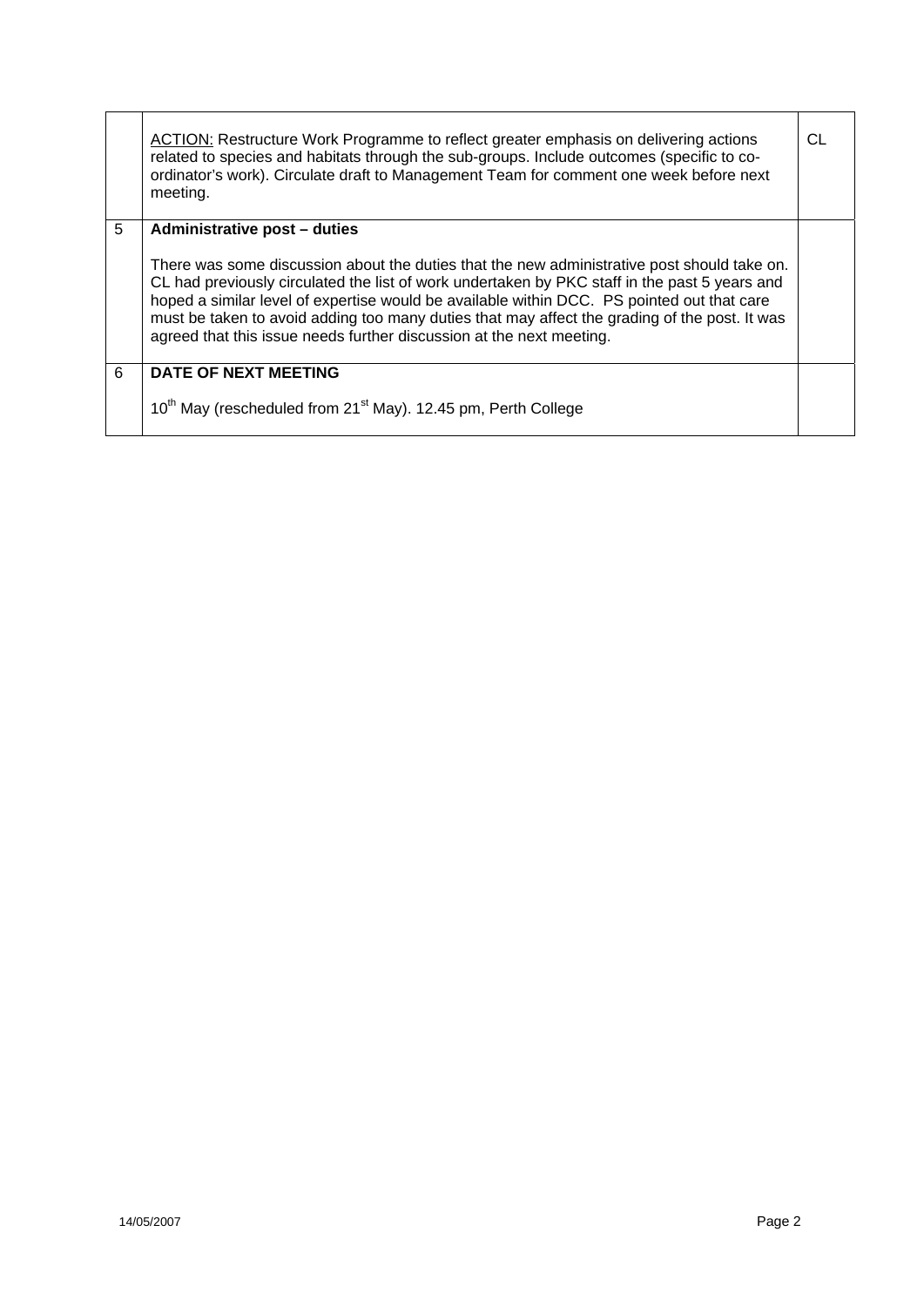| | | |
|---|---|---|
| | ACTION: Restructure Work Programme to reflect greater emphasis on delivering actions related to species and habitats through the sub-groups. Include outcomes (specific to co-ordinator's work). Circulate draft to Management Team for comment one week before next meeting. | CL |
| 5 | **Administrative post – duties**<br><br>There was some discussion about the duties that the new administrative post should take on. CL had previously circulated the list of work undertaken by PKC staff in the past 5 years and hoped a similar level of expertise would be available within DCC. PS pointed out that care must be taken to avoid adding too many duties that may affect the grading of the post. It was agreed that this issue needs further discussion at the next meeting. | |
| 6 | **DATE OF NEXT MEETING**<br><br>10th May (rescheduled from 21st May). 12.45 pm, Perth College | |

14/05/2007